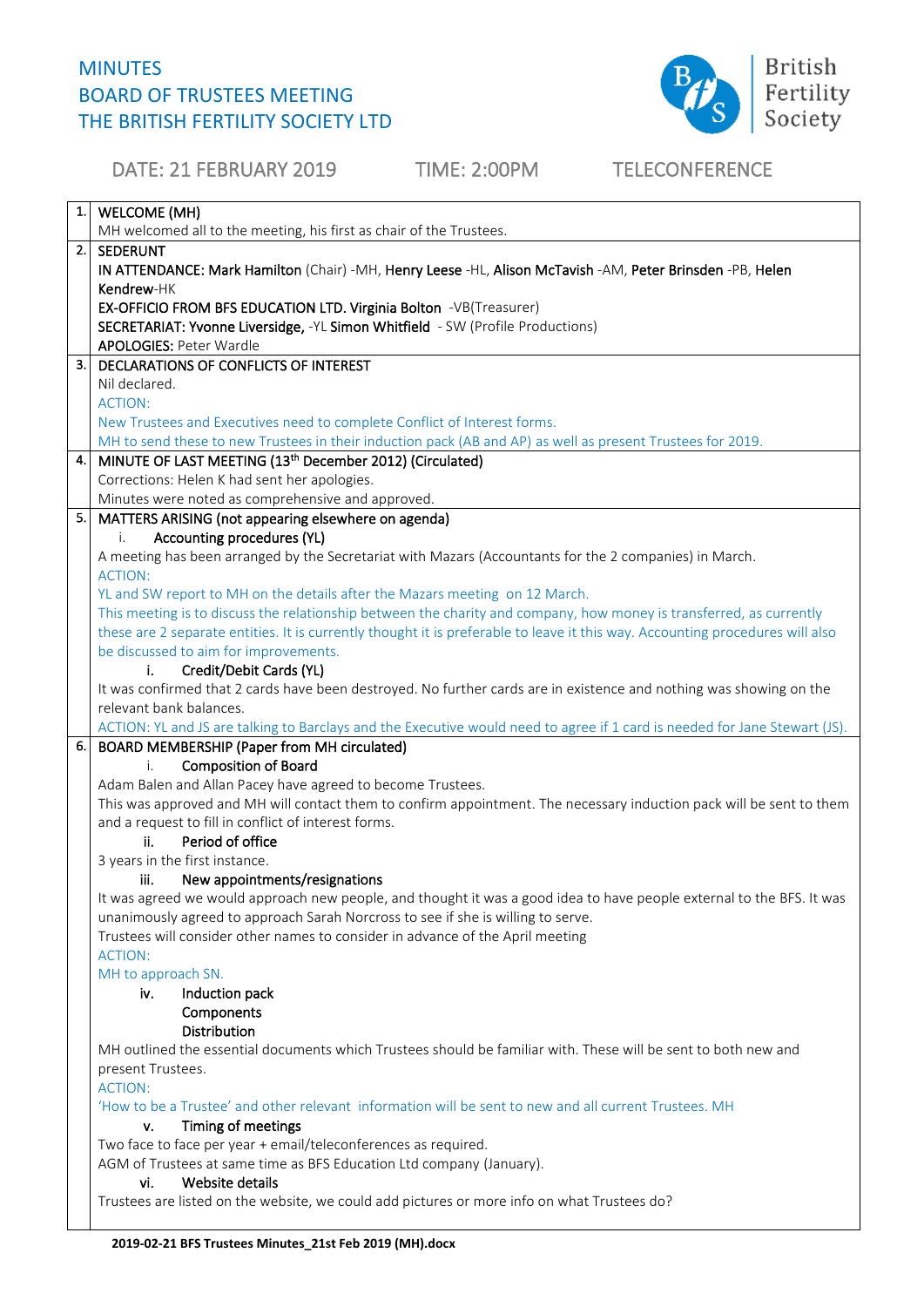# MINUTES
# BOARD OF TRUSTEES MEETING
# THE BRITISH FERTILITY SOCIETY LTD

British Fertility Society

DATE: 21 FEBRUARY 2019 TIME: 2:00PM TELECONFERENCE

**1. WELCOME (MH)**

MH welcomed all to the meeting, his first as chair of the Trustees.

**2. SEDERUNT**

**IN ATTENDANCE: Mark Hamilton** (Chair) -MH, **Henry Leese** -HL, **Alison McTavish** -AM, **Peter Brinsden** -PB, **Helen Kendrew**-HK

**EX-OFFICIO FROM BFS EDUCATION LTD. Virginia Bolton** -VB(Treasurer)

**SECRETARIAT: Yvonne Liversidge,** -YL **Simon Whitfield** - SW (Profile Productions)

**APOLOGIES:** Peter Wardle

**3. DECLARATIONS OF CONFLICTS OF INTEREST**

Nil declared.

ACTION:

New Trustees and Executives need to complete Conflict of Interest forms.

MH to send these to new Trustees in their induction pack (AB and AP) as well as present Trustees for 2019.

**4. MINUTE OF LAST MEETING (13th December 2012) (Circulated)**

Corrections: Helen K had sent her apologies.

Minutes were noted as comprehensive and approved.

**5. MATTERS ARISING (not appearing elsewhere on agenda)**

i. **Accounting procedures (YL)**

A meeting has been arranged by the Secretariat with Mazars (Accountants for the 2 companies) in March.

ACTION:

YL and SW report to MH on the details after the Mazars meeting on 12 March.

This meeting is to discuss the relationship between the charity and company, how money is transferred, as currently these are 2 separate entities. It is currently thought it is preferable to leave it this way. Accounting procedures will also be discussed to aim for improvements.

i. **Credit/Debit Cards (YL)**

It was confirmed that 2 cards have been destroyed. No further cards are in existence and nothing was showing on the relevant bank balances.

ACTION: YL and JS are talking to Barclays and the Executive would need to agree if 1 card is needed for Jane Stewart (JS).

**6. BOARD MEMBERSHIP (Paper from MH circulated)**

i. **Composition of Board**

Adam Balen and Allan Pacey have agreed to become Trustees.

This was approved and MH will contact them to confirm appointment. The necessary induction pack will be sent to them and a request to fill in conflict of interest forms.

ii. **Period of office**

3 years in the first instance.

iii. **New appointments/resignations**

It was agreed we would approach new people, and thought it was a good idea to have people external to the BFS. It was unanimously agreed to approach Sarah Norcross to see if she is willing to serve.

Trustees will consider other names to consider in advance of the April meeting

ACTION:

MH to approach SN.

iv. **Induction pack**

**Components**

**Distribution**

MH outlined the essential documents which Trustees should be familiar with. These will be sent to both new and present Trustees.

ACTION:

'How to be a Trustee' and other relevant information will be sent to new and all current Trustees. MH

v. **Timing of meetings**

Two face to face per year + email/teleconferences as required.

AGM of Trustees at same time as BFS Education Ltd company (January).

vi. **Website details**

Trustees are listed on the website, we could add pictures or more info on what Trustees do?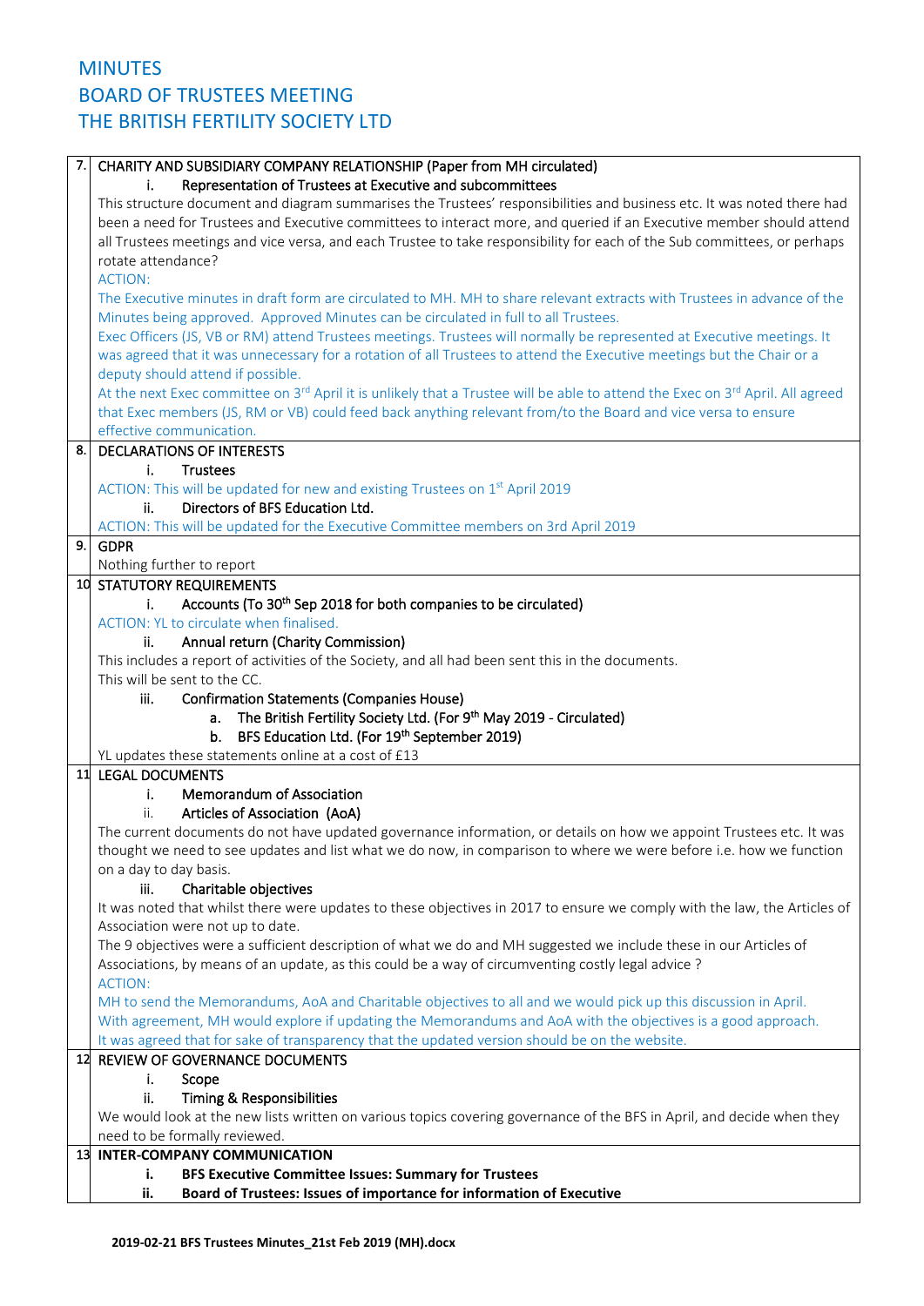# MINUTES
# BOARD OF TRUSTEES MEETING
# THE BRITISH FERTILITY SOCIETY LTD

| | |
|---|---|
| 7. | **CHARITY AND SUBSIDIARY COMPANY RELATIONSHIP (Paper from MH circulated)**<br>i. **Representation of Trustees at Executive and subcommittees**<br>This structure document and diagram summarises the Trustees' responsibilities and business etc. It was noted there had been a need for Trustees and Executive committees to interact more, and queried if an Executive member should attend all Trustees meetings and vice versa, and each Trustee to take responsibility for each of the Sub committees, or perhaps rotate attendance?<br>ACTION:<br>The Executive minutes in draft form are circulated to MH. MH to share relevant extracts with Trustees in advance of the Minutes being approved. Approved Minutes can be circulated in full to all Trustees.<br>Exec Officers (JS, VB or RM) attend Trustees meetings. Trustees will normally be represented at Executive meetings. It was agreed that it was unnecessary for a rotation of all Trustees to attend the Executive meetings but the Chair or a deputy should attend if possible.<br>At the next Exec committee on 3rd April it is unlikely that a Trustee will be able to attend the Exec on 3rd April. All agreed that Exec members (JS, RM or VB) could feed back anything relevant from/to the Board and vice versa to ensure effective communication. |
| 8. | **DECLARATIONS OF INTERESTS**<br>i. **Trustees**<br>ACTION: This will be updated for new and existing Trustees on 1st April 2019<br>ii. **Directors of BFS Education Ltd.**<br>ACTION: This will be updated for the Executive Committee members on 3rd April 2019 |
| 9. | **GDPR**<br>Nothing further to report |
| 10 | **STATUTORY REQUIREMENTS**<br>i. **Accounts (To 30th Sep 2018 for both companies to be circulated)**<br>ACTION: YL to circulate when finalised.<br>ii. **Annual return (Charity Commission)**<br>This includes a report of activities of the Society, and all had been sent this in the documents.<br>This will be sent to the CC.<br>iii. **Confirmation Statements (Companies House)**<br>a. **The British Fertility Society Ltd. (For 9th May 2019 - Circulated)**<br>b. **BFS Education Ltd. (For 19th September 2019)**<br>YL updates these statements online at a cost of £13 |
| 11 | **LEGAL DOCUMENTS**<br>i. **Memorandum of Association**<br>ii. **Articles of Association (AoA)**<br>The current documents do not have updated governance information, or details on how we appoint Trustees etc. It was thought we need to see updates and list what we do now, in comparison to where we were before i.e. how we function on a day to day basis.<br>iii. **Charitable objectives**<br>It was noted that whilst there were updates to these objectives in 2017 to ensure we comply with the law, the Articles of Association were not up to date.<br>The 9 objectives were a sufficient description of what we do and MH suggested we include these in our Articles of Associations, by means of an update, as this could be a way of circumventing costly legal advice ?<br>ACTION:<br>MH to send the Memorandums, AoA and Charitable objectives to all and we would pick up this discussion in April.<br>With agreement, MH would explore if updating the Memorandums and AoA with the objectives is a good approach.<br>It was agreed that for sake of transparency that the updated version should be on the website. |
| 12 | **REVIEW OF GOVERNANCE DOCUMENTS**<br>i. **Scope**<br>ii. **Timing & Responsibilities**<br>We would look at the new lists written on various topics covering governance of the BFS in April, and decide when they need to be formally reviewed. |
| 13 | **INTER-COMPANY COMMUNICATION**<br>i. **BFS Executive Committee Issues: Summary for Trustees**<br>ii. **Board of Trustees: Issues of importance for information of Executive** |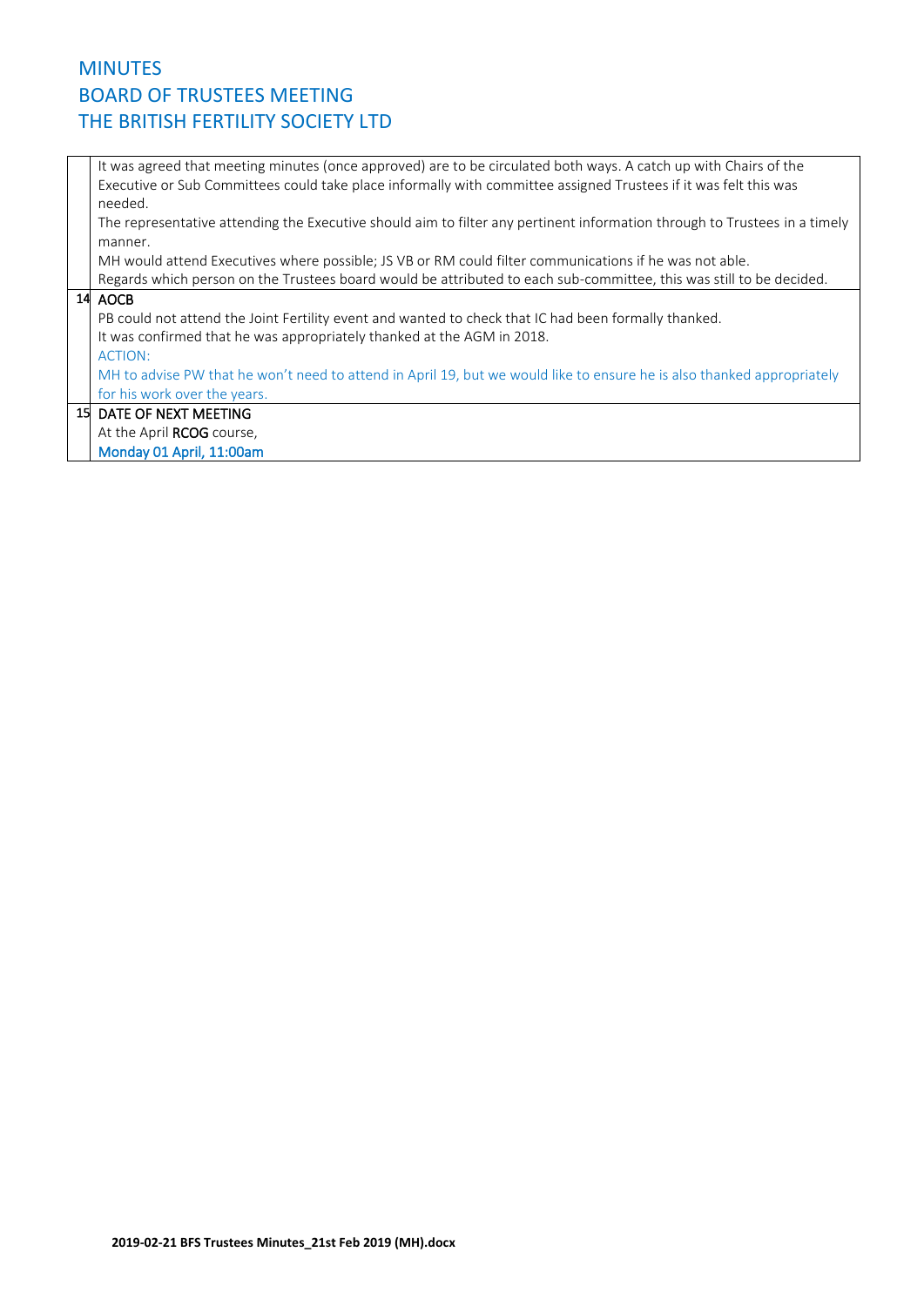# MINUTES
# BOARD OF TRUSTEES MEETING
# THE BRITISH FERTILITY SOCIETY LTD

| | |
|---|---|
| | It was agreed that meeting minutes (once approved) are to be circulated both ways. A catch up with Chairs of the Executive or Sub Committees could take place informally with committee assigned Trustees if it was felt this was needed.<br>The representative attending the Executive should aim to filter any pertinent information through to Trustees in a timely manner.<br>MH would attend Executives where possible; JS VB or RM could filter communications if he was not able.<br>Regards which person on the Trustees board would be attributed to each sub-committee, this was still to be decided. |
| 14 | **AOCB**<br>PB could not attend the Joint Fertility event and wanted to check that IC had been formally thanked.<br>It was confirmed that he was appropriately thanked at the AGM in 2018.<br>ACTION:<br>MH to advise PW that he won't need to attend in April 19, but we would like to ensure he is also thanked appropriately for his work over the years. |
| 15 | **DATE OF NEXT MEETING**<br>At the April **RCOG** course,<br>**Monday 01 April, 11:00am** |

2019-02-21 BFS Trustees Minutes_21st Feb 2019 (MH).docx